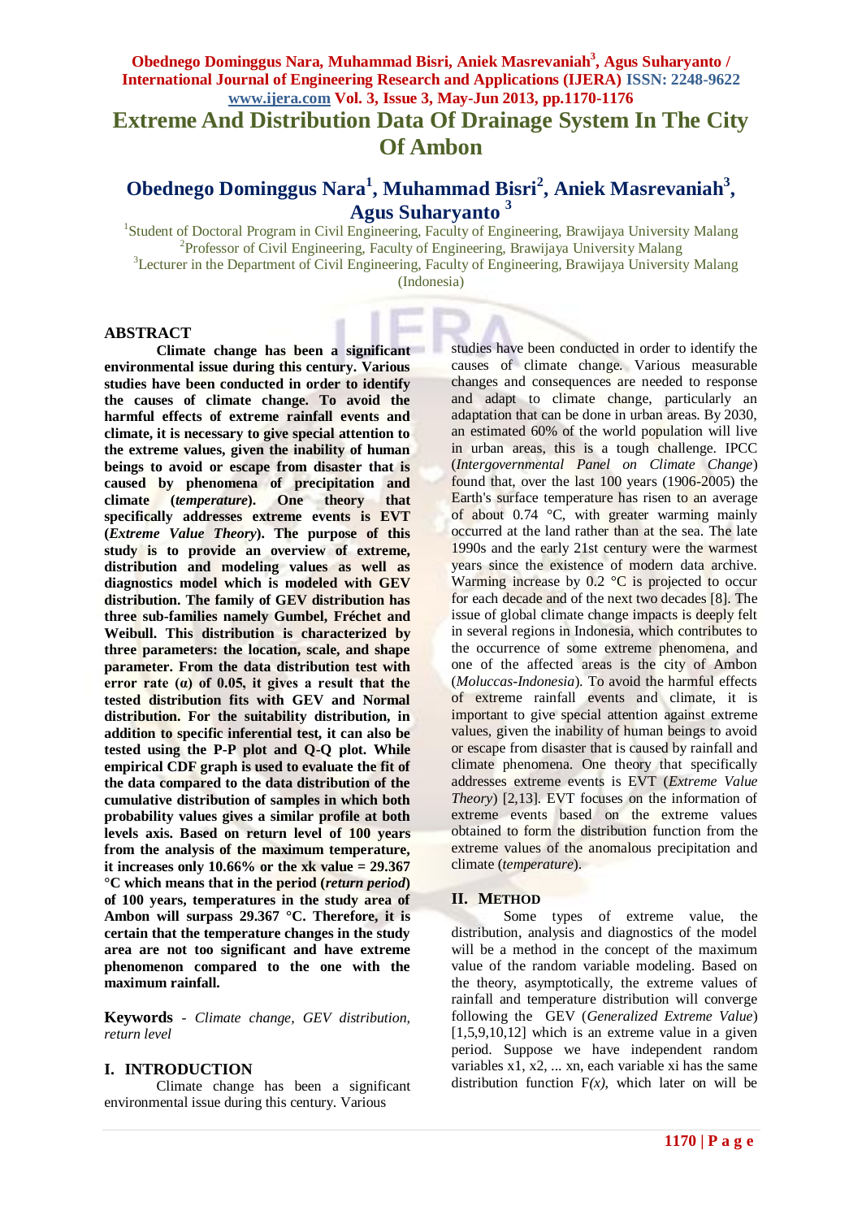# Extreme And Distribution Data Of Drainage System In The City Of Ambon

## Obednego Dominggus Nara[1], Muhammad Bisri[2], Aniek Masrevaniah[3], Agus Suharyanto [3]

[1]Student of Doctoral Program in Civil Engineering, Faculty of Engineering, Brawijaya University Malang
[2]Professor of Civil Engineering, Faculty of Engineering, Brawijaya University Malang
[3]Lecturer in the Department of Civil Engineering, Faculty of Engineering, Brawijaya University Malang (Indonesia)

### ABSTRACT

**Climate change has been a significant environmental issue during this century. Various studies have been conducted in order to identify the causes of climate change. To avoid the harmful effects of extreme rainfall events and climate, it is necessary to give special attention to the extreme values, given the inability of human beings to avoid or escape from disaster that is caused by phenomena of precipitation and climate (*temperature*). One theory that specifically addresses extreme events is EVT (*Extreme Value Theory*). The purpose of this study is to provide an overview of extreme, distribution and modeling values as well as diagnostics model which is modeled with GEV distribution. The family of GEV distribution has three sub-families namely Gumbel, Fréchet and Weibull. This distribution is characterized by three parameters: the location, scale, and shape parameter. From the data distribution test with error rate (α) of 0.05, it gives a result that the tested distribution fits with GEV and Normal distribution. For the suitability distribution, in addition to specific inferential test, it can also be tested using the P-P plot and Q-Q plot. While empirical CDF graph is used to evaluate the fit of the data compared to the data distribution of the cumulative distribution of samples in which both probability values gives a similar profile at both levels axis. Based on return level of 100 years from the analysis of the maximum temperature, it increases only 10.66% or the xk value = 29.367 °C which means that in the period (*return period*) of 100 years, temperatures in the study area of Ambon will surpass 29.367 °C. Therefore, it is certain that the temperature changes in the study area are not too significant and have extreme phenomenon compared to the one with the maximum rainfall.**

**Keywords** - *Climate change, GEV distribution, return level*

### I. INTRODUCTION

Climate change has been a significant environmental issue during this century. Various studies have been conducted in order to identify the causes of climate change. Various measurable changes and consequences are needed to response and adapt to climate change, particularly an adaptation that can be done in urban areas. By 2030, an estimated 60% of the world population will live in urban areas, this is a tough challenge. IPCC (*Intergovernmental Panel on Climate Change*) found that, over the last 100 years (1906-2005) the Earth's surface temperature has risen to an average of about 0.74 °C, with greater warming mainly occurred at the land rather than at the sea. The late 1990s and the early 21st century were the warmest years since the existence of modern data archive. Warming increase by 0.2 °C is projected to occur for each decade and of the next two decades [8]. The issue of global climate change impacts is deeply felt in several regions in Indonesia, which contributes to the occurrence of some extreme phenomena, and one of the affected areas is the city of Ambon (*Moluccas-Indonesia*). To avoid the harmful effects of extreme rainfall events and climate, it is important to give special attention against extreme values, given the inability of human beings to avoid or escape from disaster that is caused by rainfall and climate phenomena. One theory that specifically addresses extreme events is EVT (*Extreme Value Theory*) [2,13]. EVT focuses on the information of extreme events based on the extreme values obtained to form the distribution function from the extreme values of the anomalous precipitation and climate (*temperature*).

### II. METHOD

Some types of extreme value, the distribution, analysis and diagnostics of the model will be a method in the concept of the maximum value of the random variable modeling. Based on the theory, asymptotically, the extreme values of rainfall and temperature distribution will converge following the GEV (*Generalized Extreme Value*) [1,5,9,10,12] which is an extreme value in a given period. Suppose we have independent random variables x1, x2, ... xn, each variable xi has the same distribution function F*(x)*, which later on will be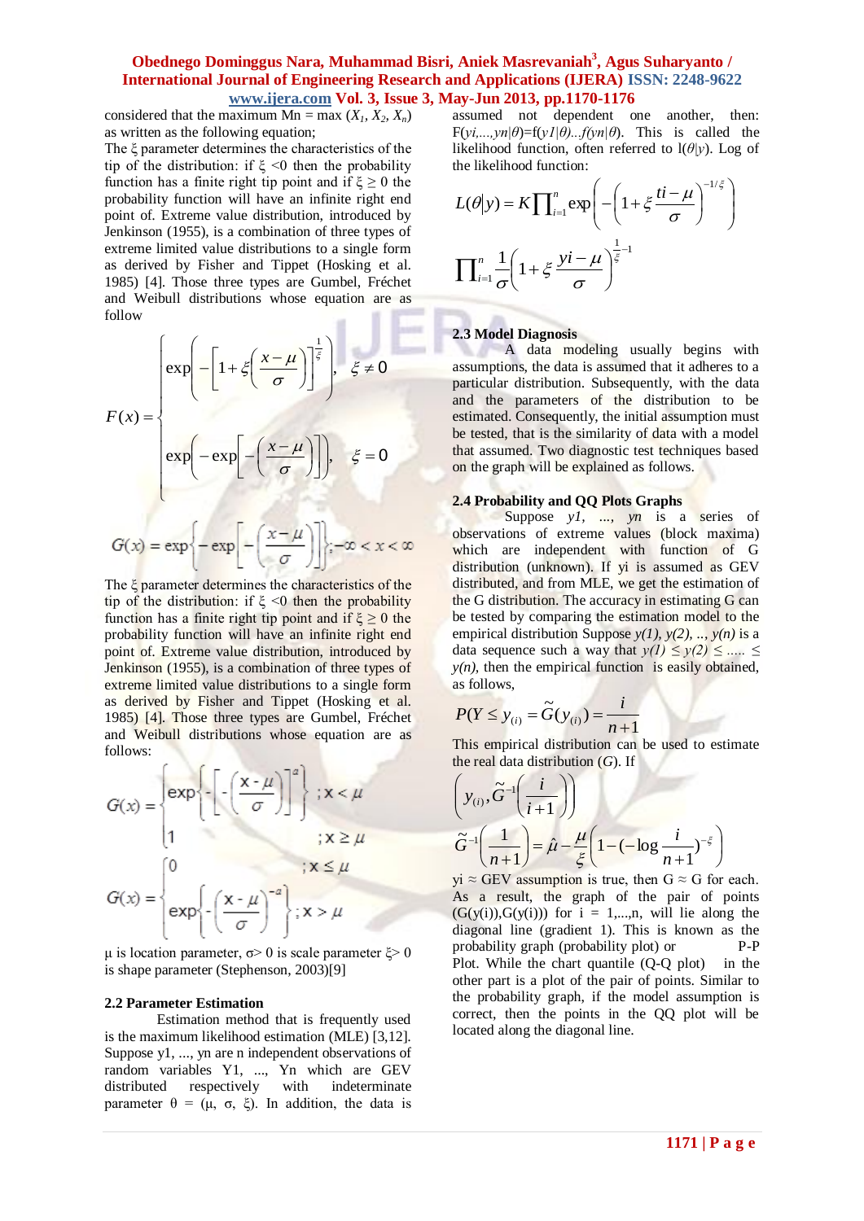considered that the maximum Mn = max ($X_1$, $X_2$, $X_n$) as written as the following equation;

The ξ parameter determines the characteristics of the tip of the distribution: if ξ <0 then the probability function has a finite right tip point and if ξ ≥ 0 the probability function will have an infinite right end point of. Extreme value distribution, introduced by Jenkinson (1955), is a combination of three types of extreme limited value distributions to a single form as derived by Fisher and Tippet (Hosking et al. 1985) [4]. Those three types are Gumbel, Fréchet and Weibull distributions whose equation are as follow

$$F(x) = \begin{cases} \exp\left(-\left[1+\xi\left(\dfrac{x-\mu}{\sigma}\right)\right]^{\frac{1}{\xi}}\right), & \xi \neq 0 \\ \exp\left(-\exp\left[-\left(\dfrac{x-\mu}{\sigma}\right)\right]\right), & \xi = 0 \end{cases}$$

$$G(x) = \exp\left\{-\exp\left[-\left(\frac{x-\mu}{\sigma}\right)\right]\right\}; -\infty < x < \infty$$

The ξ parameter determines the characteristics of the tip of the distribution: if ξ <0 then the probability function has a finite right tip point and if ξ ≥ 0 the probability function will have an infinite right end point of. Extreme value distribution, introduced by Jenkinson (1955), is a combination of three types of extreme limited value distributions to a single form as derived by Fisher and Tippet (Hosking et al. 1985) [4]. Those three types are Gumbel, Fréchet and Weibull distributions whose equation are as follows:

$$G(x) = \begin{cases} \exp\left\{-\left[-\left(\dfrac{x-\mu}{\sigma}\right)\right]^{\alpha}\right\} & ; x < \mu \\ 1 & ; x \geq \mu \end{cases}$$

$$G(x) = \begin{cases} 0 & ; x \leq \mu \\ \exp\left\{-\left(\dfrac{x-\mu}{\sigma}\right)^{-\alpha}\right\} & ; x > \mu \end{cases}$$

μ is location parameter, σ> 0 is scale parameter ξ> 0 is shape parameter (Stephenson, 2003)[9]

### 2.2 Parameter Estimation

Estimation method that is frequently used is the maximum likelihood estimation (MLE) [3,12]. Suppose y1, ..., yn are n independent observations of random variables Y1, ..., Yn which are GEV distributed respectively with indeterminate parameter θ = (μ, σ, ξ). In addition, the data is assumed not dependent one another, then: $F(yi,...,yn|\theta)=f(y1|\theta)...f(yn|\theta)$. This is called the likelihood function, often referred to $l(\theta|y)$. Log of the likelihood function:

$$L(\theta|y) = K\prod_{i=1}^{n}\exp\left(-\left(1+\xi\frac{ti-\mu}{\sigma}\right)^{-1/\xi}\right)$$

$$\prod_{i=1}^{n}\frac{1}{\sigma}\left(1+\xi\frac{yi-\mu}{\sigma}\right)^{\frac{1}{\xi}-1}$$

### 2.3 Model Diagnosis

A data modeling usually begins with assumptions, the data is assumed that it adheres to a particular distribution. Subsequently, with the data and the parameters of the distribution to be estimated. Consequently, the initial assumption must be tested, that is the similarity of data with a model that assumed. Two diagnostic test techniques based on the graph will be explained as follows.

### 2.4 Probability and QQ Plots Graphs

Suppose *y1, ..., yn* is a series of observations of extreme values (block maxima) which are independent with function of G distribution (unknown). If yi is assumed as GEV distributed, and from MLE, we get the estimation of the G distribution. The accuracy in estimating G can be tested by comparing the estimation model to the empirical distribution Suppose *y(1), y(2), .., y(n)* is a data sequence such a way that *y(1) ≤ y(2) ≤ ..... ≤ y(n)*, then the empirical function is easily obtained, as follows,

$$P(Y \leq y_{(i)} = \tilde{G}(y_{(i)}) = \frac{i}{n+1}$$

This empirical distribution can be used to estimate the real data distribution (*G*). If

$$\left(y_{(i)}, \tilde{G}^{-1}\left(\frac{i}{i+1}\right)\right)$$

$$\tilde{G}^{-1}\left(\frac{1}{n+1}\right) = \hat{\mu} - \frac{\mu}{\xi}\left(1-(-\log\frac{i}{n+1})^{-\xi}\right)$$

yi ≈ GEV assumption is true, then G ≈ G for each. As a result, the graph of the pair of points (G(y(i)),G(y(i))) for i = 1,...,n, will lie along the diagonal line (gradient 1). This is known as the probability graph (probability plot) or P-P Plot. While the chart quantile (Q-Q plot) in the other part is a plot of the pair of points. Similar to the probability graph, if the model assumption is correct, then the points in the QQ plot will be located along the diagonal line.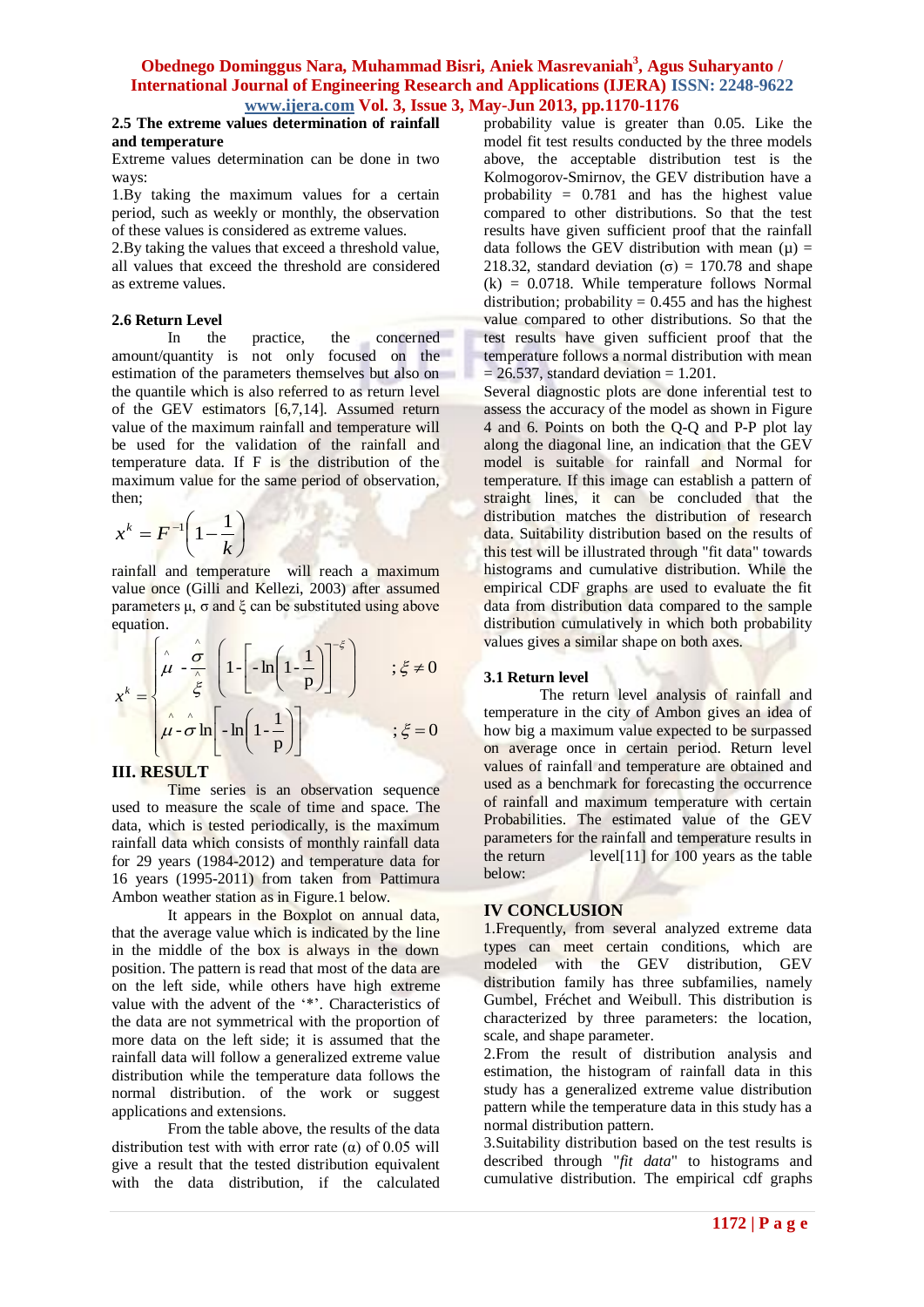### 2.5 The extreme values determination of rainfall and temperature

Extreme values determination can be done in two ways:

1.By taking the maximum values for a certain period, such as weekly or monthly, the observation of these values is considered as extreme values.

2.By taking the values that exceed a threshold value, all values that exceed the threshold are considered as extreme values.

### 2.6 Return Level

In the practice, the concerned amount/quantity is not only focused on the estimation of the parameters themselves but also on the quantile which is also referred to as return level of the GEV estimators [6,7,14]. Assumed return value of the maximum rainfall and temperature will be used for the validation of the rainfall and temperature data. If F is the distribution of the maximum value for the same period of observation, then;

$$x^k = F^{-1}\left(1-\frac{1}{k}\right)$$

rainfall and temperature will reach a maximum value once (Gilli and Kellezi, 2003) after assumed parameters μ, σ and ξ can be substituted using above equation.

$$x^k = \begin{cases} \hat{\mu} - \dfrac{\hat{\sigma}}{\hat{\xi}}\left(1-\left[-\ln\left(1-\dfrac{1}{\mathrm{p}}\right)\right]^{-\xi}\right) & ;\xi \neq 0 \\ \hat{\mu} - \hat{\sigma}\ln\left[-\ln\left(1-\dfrac{1}{\mathrm{p}}\right)\right] & ;\xi = 0 \end{cases}$$

## III. RESULT

Time series is an observation sequence used to measure the scale of time and space. The data, which is tested periodically, is the maximum rainfall data which consists of monthly rainfall data for 29 years (1984-2012) and temperature data for 16 years (1995-2011) from taken from Pattimura Ambon weather station as in Figure.1 below.

It appears in the Boxplot on annual data, that the average value which is indicated by the line in the middle of the box is always in the down position. The pattern is read that most of the data are on the left side, while others have high extreme value with the advent of the '*'. Characteristics of the data are not symmetrical with the proportion of more data on the left side; it is assumed that the rainfall data will follow a generalized extreme value distribution while the temperature data follows the normal distribution. of the work or suggest applications and extensions.

From the table above, the results of the data distribution test with with error rate (α) of 0.05 will give a result that the tested distribution equivalent with the data distribution, if the calculated probability value is greater than 0.05. Like the model fit test results conducted by the three models above, the acceptable distribution test is the Kolmogorov-Smirnov, the GEV distribution have a probability = 0.781 and has the highest value compared to other distributions. So that the test results have given sufficient proof that the rainfall data follows the GEV distribution with mean (μ) = 218.32, standard deviation (σ) = 170.78 and shape (k) = 0.0718. While temperature follows Normal distribution; probability = 0.455 and has the highest value compared to other distributions. So that the test results have given sufficient proof that the temperature follows a normal distribution with mean = 26.537, standard deviation = 1.201.

Several diagnostic plots are done inferential test to assess the accuracy of the model as shown in Figure 4 and 6. Points on both the Q-Q and P-P plot lay along the diagonal line, an indication that the GEV model is suitable for rainfall and Normal for temperature. If this image can establish a pattern of straight lines, it can be concluded that the distribution matches the distribution of research data. Suitability distribution based on the results of this test will be illustrated through "fit data" towards histograms and cumulative distribution. While the empirical CDF graphs are used to evaluate the fit data from distribution data compared to the sample distribution cumulatively in which both probability values gives a similar shape on both axes.

### 3.1 Return level

The return level analysis of rainfall and temperature in the city of Ambon gives an idea of how big a maximum value expected to be surpassed on average once in certain period. Return level values of rainfall and temperature are obtained and used as a benchmark for forecasting the occurrence of rainfall and maximum temperature with certain Probabilities. The estimated value of the GEV parameters for the rainfall and temperature results in the return level[11] for 100 years as the table below:

## IV CONCLUSION

1.Frequently, from several analyzed extreme data types can meet certain conditions, which are modeled with the GEV distribution, GEV distribution family has three subfamilies, namely Gumbel, Fréchet and Weibull. This distribution is characterized by three parameters: the location, scale, and shape parameter.

2.From the result of distribution analysis and estimation, the histogram of rainfall data in this study has a generalized extreme value distribution pattern while the temperature data in this study has a normal distribution pattern.

3.Suitability distribution based on the test results is described through "*fit data*" to histograms and cumulative distribution. The empirical cdf graphs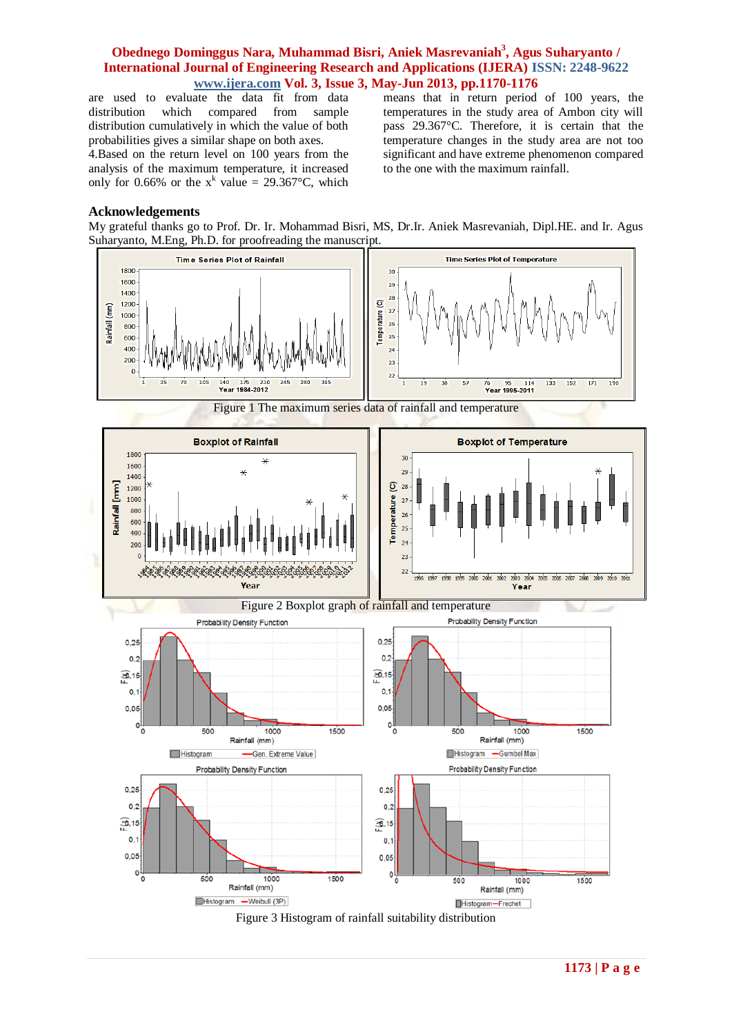are used to evaluate the data fit from data distribution which compared from sample distribution cumulatively in which the value of both probabilities gives a similar shape on both axes.

4.Based on the return level on 100 years from the analysis of the maximum temperature, it increased only for 0.66% or the $x^k$ value = 29.367°C, which means that in return period of 100 years, the temperatures in the study area of Ambon city will pass 29.367°C. Therefore, it is certain that the temperature changes in the study area are not too significant and have extreme phenomenon compared to the one with the maximum rainfall.

## Acknowledgements

My grateful thanks go to Prof. Dr. Ir. Mohammad Bisri, MS, Dr.Ir. Aniek Masrevaniah, Dipl.HE. and Ir. Agus Suharyanto, M.Eng, Ph.D. for proofreading the manuscript.

Figure 1 The maximum series data of rainfall and temperature

Figure 2 Boxplot graph of rainfall and temperature

Figure 3 Histogram of rainfall suitability distribution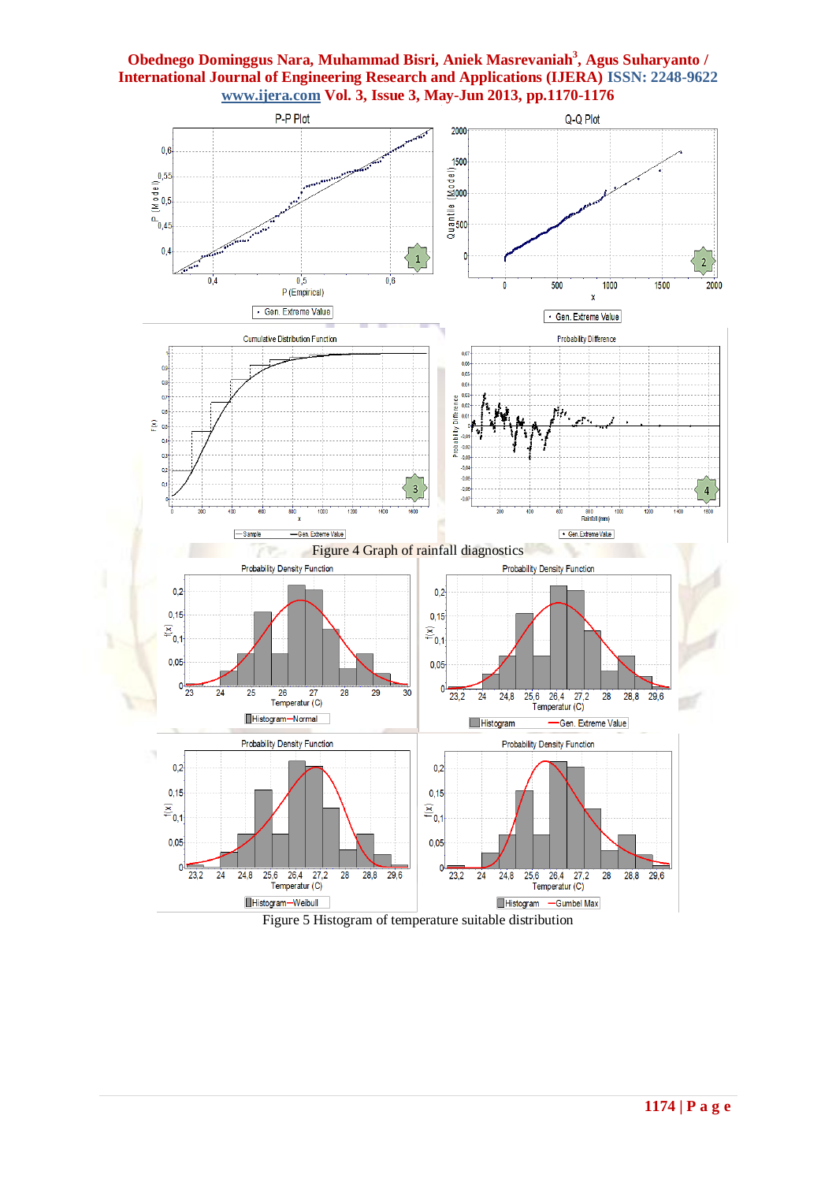Figure 4 Graph of rainfall diagnostics

Figure 5 Histogram of temperature suitable distribution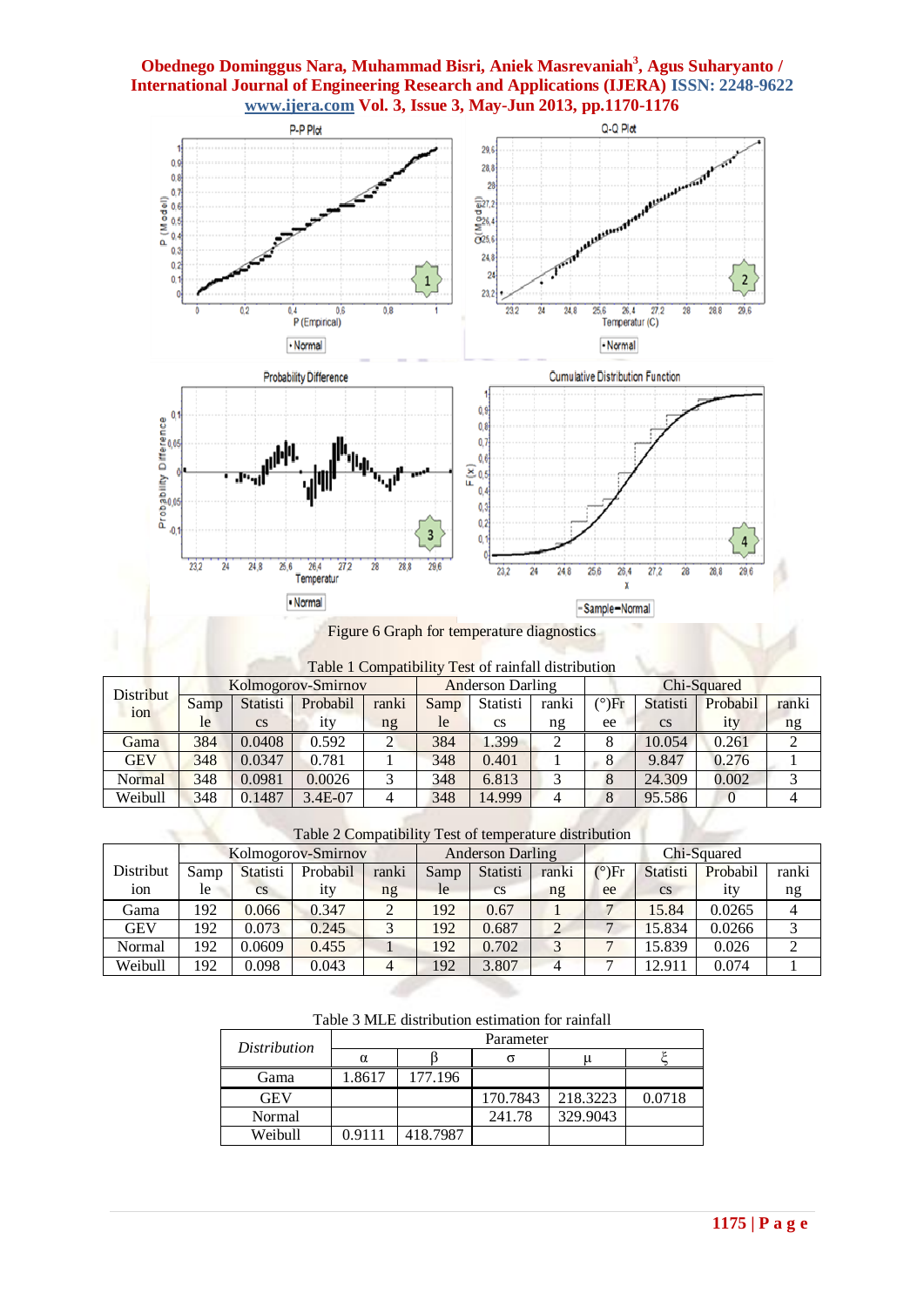Figure 6 Graph for temperature diagnostics

Table 1 Compatibility Test of rainfall distribution

| Distribution | Kolmogorov-Smirnov | | | | Anderson Darling | | | Chi-Squared | | | |
|---|---|---|---|---|---|---|---|---|---|---|---|
| | Sample | Statistics | Probability | ranking | Sample | Statistics | ranking | (°)Free | Statistics | Probability | ranking |
| Gama | 384 | 0.0408 | 0.592 | 2 | 384 | 1.399 | 2 | 8 | 10.054 | 0.261 | 2 |
| GEV | 348 | 0.0347 | 0.781 | 1 | 348 | 0.401 | 1 | 8 | 9.847 | 0.276 | 1 |
| Normal | 348 | 0.0981 | 0.0026 | 3 | 348 | 6.813 | 3 | 8 | 24.309 | 0.002 | 3 |
| Weibull | 348 | 0.1487 | 3.4E-07 | 4 | 348 | 14.999 | 4 | 8 | 95.586 | 0 | 4 |

Table 2 Compatibility Test of temperature distribution

| Distribution | Kolmogorov-Smirnov | | | | Anderson Darling | | | Chi-Squared | | | |
|---|---|---|---|---|---|---|---|---|---|---|---|
| | Sample | Statistics | Probability | ranking | Sample | Statistics | ranking | (°)Free | Statistics | Probability | ranking |
| Gama | 192 | 0.066 | 0.347 | 2 | 192 | 0.67 | 1 | 7 | 15.84 | 0.0265 | 4 |
| GEV | 192 | 0.073 | 0.245 | 3 | 192 | 0.687 | 2 | 7 | 15.834 | 0.0266 | 3 |
| Normal | 192 | 0.0609 | 0.455 | 1 | 192 | 0.702 | 3 | 7 | 15.839 | 0.026 | 2 |
| Weibull | 192 | 0.098 | 0.043 | 4 | 192 | 3.807 | 4 | 7 | 12.911 | 0.074 | 1 |

Table 3 MLE distribution estimation for rainfall

| *Distribution* | Parameter | | | | |
|---|---|---|---|---|---|
| | α | β | σ | μ | ξ |
| Gama | 1.8617 | 177.196 | | | |
| GEV | | | 170.7843 | 218.3223 | 0.0718 |
| Normal | | | 241.78 | 329.9043 | |
| Weibull | 0.9111 | 418.7987 | | | |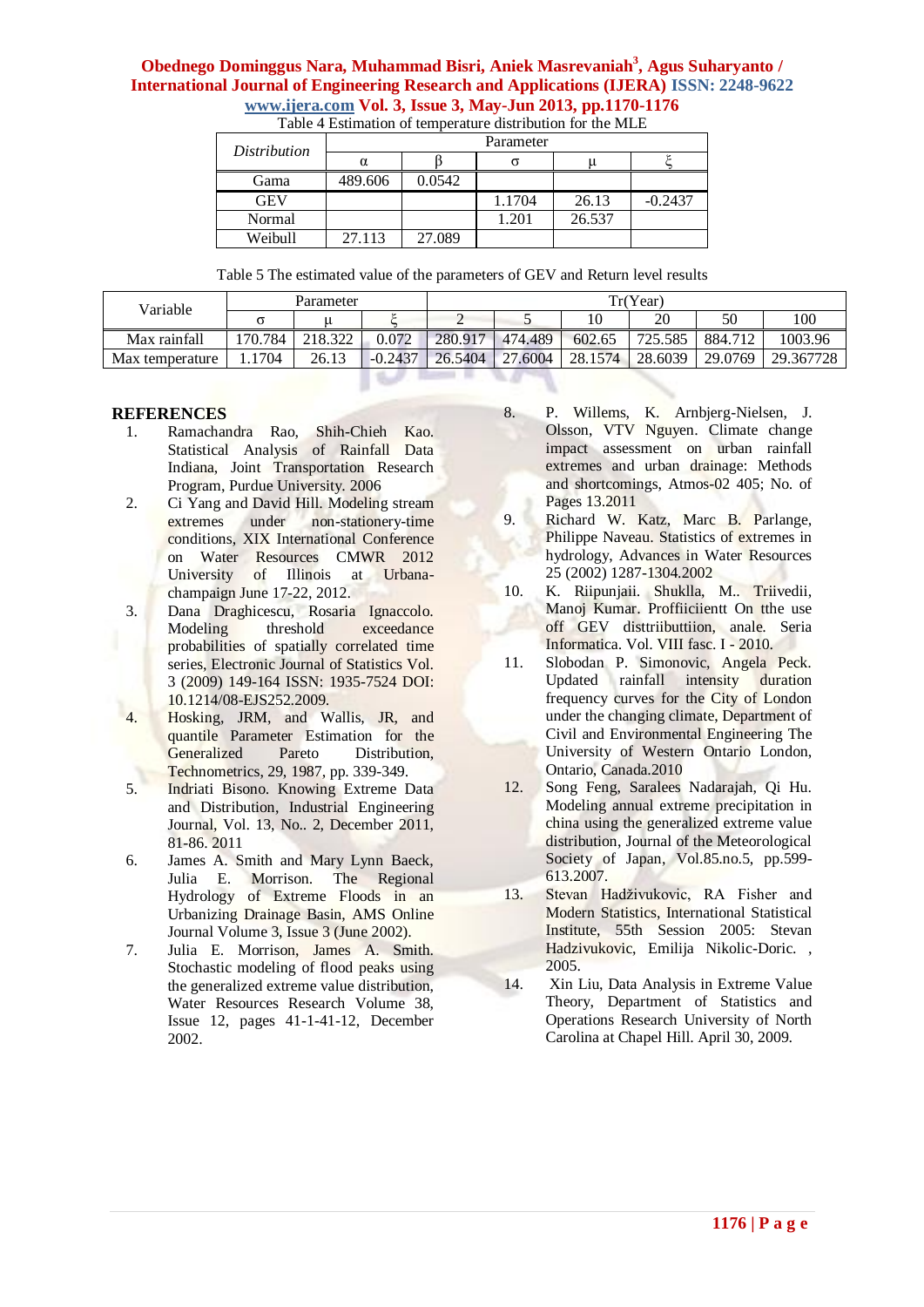Table 4 Estimation of temperature distribution for the MLE

| *Distribution* | Parameter | | | | |
|---|---|---|---|---|---|
| | α | β | σ | μ | ξ |
| Gama | 489.606 | 0.0542 | | | |
| GEV | | | 1.1704 | 26.13 | -0.2437 |
| Normal | | | 1.201 | 26.537 | |
| Weibull | 27.113 | 27.089 | | | |

Table 5 The estimated value of the parameters of GEV and Return level results

| Variable | Parameter | | | Tr(Year) | | | | | |
|---|---|---|---|---|---|---|---|---|---|
| | σ | μ | ξ | 2 | 5 | 10 | 20 | 50 | 100 |
| Max rainfall | 170.784 | 218.322 | 0.072 | 280.917 | 474.489 | 602.65 | 725.585 | 884.712 | 1003.96 |
| Max temperature | 1.1704 | 26.13 | -0.2437 | 26.5404 | 27.6004 | 28.1574 | 28.6039 | 29.0769 | 29.367728 |

## REFERENCES

1. Ramachandra Rao, Shih-Chieh Kao. Statistical Analysis of Rainfall Data Indiana, Joint Transportation Research Program, Purdue University. 2006
2. Ci Yang and David Hill. Modeling stream extremes under non-stationery-time conditions, XIX International Conference on Water Resources CMWR 2012 University of Illinois at Urbana-champaign June 17-22, 2012.
3. Dana Draghicescu, Rosaria Ignaccolo. Modeling threshold exceedance probabilities of spatially correlated time series, Electronic Journal of Statistics Vol. 3 (2009) 149-164 ISSN: 1935-7524 DOI: 10.1214/08-EJS252.2009.
4. Hosking, JRM, and Wallis, JR, and quantile Parameter Estimation for the Generalized Pareto Distribution, Technometrics, 29, 1987, pp. 339-349.
5. Indriati Bisono. Knowing Extreme Data and Distribution, Industrial Engineering Journal, Vol. 13, No.. 2, December 2011, 81-86. 2011
6. James A. Smith and Mary Lynn Baeck, Julia E. Morrison. The Regional Hydrology of Extreme Floods in an Urbanizing Drainage Basin, AMS Online Journal Volume 3, Issue 3 (June 2002).
7. Julia E. Morrison, James A. Smith. Stochastic modeling of flood peaks using the generalized extreme value distribution, Water Resources Research Volume 38, Issue 12, pages 41-1-41-12, December 2002.
8. P. Willems, K. Arnbjerg-Nielsen, J. Olsson, VTV Nguyen. Climate change impact assessment on urban rainfall extremes and urban drainage: Methods and shortcomings, Atmos-02 405; No. of Pages 13.2011
9. Richard W. Katz, Marc B. Parlange, Philippe Naveau. Statistics of extremes in hydrology, Advances in Water Resources 25 (2002) 1287-1304.2002
10. K. Riipunjaii. Shuklla, M.. Triivedii, Manoj Kumar. Proffiiciientt On tthe use off GEV disttriibuttiion, anale. Seria Informatica. Vol. VIII fasc. I - 2010.
11. Slobodan P. Simonovic, Angela Peck. Updated rainfall intensity duration frequency curves for the City of London under the changing climate, Department of Civil and Environmental Engineering The University of Western Ontario London, Ontario, Canada.2010
12. Song Feng, Saralees Nadarajah, Qi Hu. Modeling annual extreme precipitation in china using the generalized extreme value distribution, Journal of the Meteorological Society of Japan, Vol.85.no.5, pp.599-613.2007.
13. Stevan Hadživukovic, RA Fisher and Modern Statistics, International Statistical Institute, 55th Session 2005: Stevan Hadzivukovic, Emilija Nikolic-Doric. , 2005.
14. Xin Liu, Data Analysis in Extreme Value Theory, Department of Statistics and Operations Research University of North Carolina at Chapel Hill. April 30, 2009.